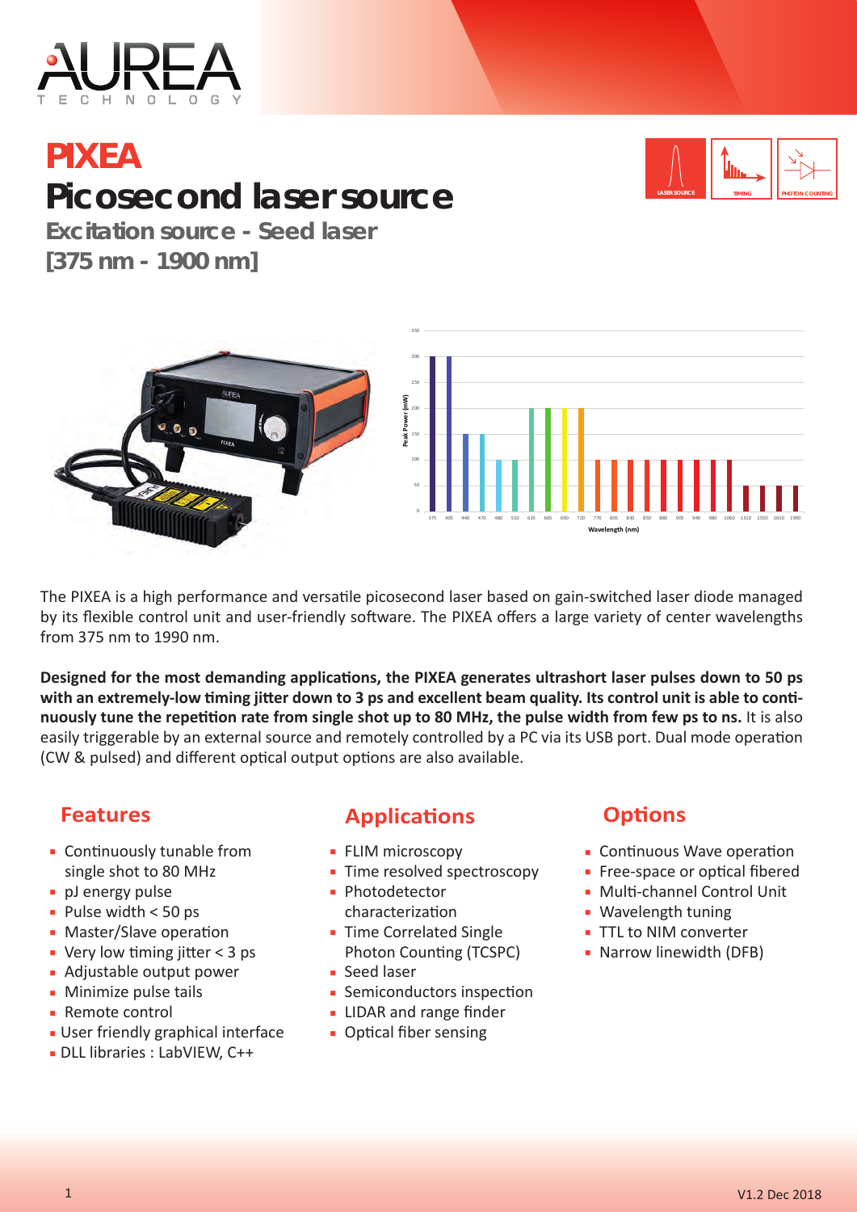# PIXEA

# Picosecond laser source

## Excitation source - Seed laser

## [375 nm - 1900 nm]

The PIXEA is a high performance and versatile picosecond laser based on gain-switched laser diode managed by its flexible control unit and user-friendly software. The PIXEA offers a large variety of center wavelengths from 375 nm to 1990 nm.

**Designed for the most demanding applications, the PIXEA generates ultrashort laser pulses down to 50 ps with an extremely-low timing jitter down to 3 ps and excellent beam quality. Its control unit is able to continuously tune the repetition rate from single shot up to 80 MHz, the pulse width from few ps to ns.** It is also easily triggerable by an external source and remotely controlled by a PC via its USB port. Dual mode operation (CW & pulsed) and different optical output options are also available.

## Features

- Continuously tunable from single shot to 80 MHz
- pJ energy pulse
- Pulse width < 50 ps
- Master/Slave operation
- Very low timing jitter < 3 ps
- Adjustable output power
- Minimize pulse tails
- Remote control
- User friendly graphical interface
- DLL libraries : LabVIEW, C++

## Applications

- FLIM microscopy
- Time resolved spectroscopy
- Photodetector characterization
- Time Correlated Single Photon Counting (TCSPC)
- Seed laser
- Semiconductors inspection
- LIDAR and range finder
- Optical fiber sensing

## Options

- Continuous Wave operation
- Free-space or optical fibered
- Multi-channel Control Unit
- Wavelength tuning
- TTL to NIM converter
- Narrow linewidth (DFB)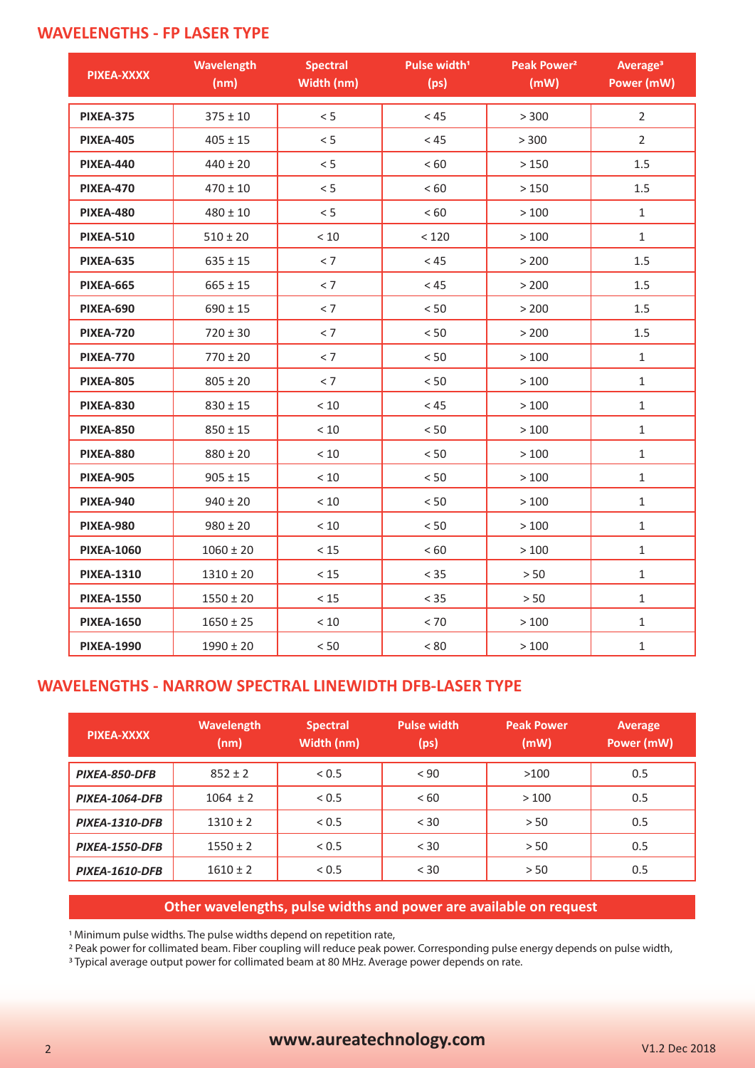## WAVELENGTHS - FP LASER TYPE

| PIXEA-XXXX | Wavelength (nm) | Spectral Width (nm) | Pulse width[1] (ps) | Peak Power[2] (mW) | Average[3] Power (mW) |
|---|---|---|---|---|---|
| **PIXEA-375** | 375 ± 10 | < 5 | < 45 | > 300 | 2 |
| **PIXEA-405** | 405 ± 15 | < 5 | < 45 | > 300 | 2 |
| **PIXEA-440** | 440 ± 20 | < 5 | < 60 | > 150 | 1.5 |
| **PIXEA-470** | 470 ± 10 | < 5 | < 60 | > 150 | 1.5 |
| **PIXEA-480** | 480 ± 10 | < 5 | < 60 | > 100 | 1 |
| **PIXEA-510** | 510 ± 20 | < 10 | < 120 | > 100 | 1 |
| **PIXEA-635** | 635 ± 15 | < 7 | < 45 | > 200 | 1.5 |
| **PIXEA-665** | 665 ± 15 | < 7 | < 45 | > 200 | 1.5 |
| **PIXEA-690** | 690 ± 15 | < 7 | < 50 | > 200 | 1.5 |
| **PIXEA-720** | 720 ± 30 | < 7 | < 50 | > 200 | 1.5 |
| **PIXEA-770** | 770 ± 20 | < 7 | < 50 | > 100 | 1 |
| **PIXEA-805** | 805 ± 20 | < 7 | < 50 | > 100 | 1 |
| **PIXEA-830** | 830 ± 15 | < 10 | < 45 | > 100 | 1 |
| **PIXEA-850** | 850 ± 15 | < 10 | < 50 | > 100 | 1 |
| **PIXEA-880** | 880 ± 20 | < 10 | < 50 | > 100 | 1 |
| **PIXEA-905** | 905 ± 15 | < 10 | < 50 | > 100 | 1 |
| **PIXEA-940** | 940 ± 20 | < 10 | < 50 | > 100 | 1 |
| **PIXEA-980** | 980 ± 20 | < 10 | < 50 | > 100 | 1 |
| **PIXEA-1060** | 1060 ± 20 | < 15 | < 60 | > 100 | 1 |
| **PIXEA-1310** | 1310 ± 20 | < 15 | < 35 | > 50 | 1 |
| **PIXEA-1550** | 1550 ± 20 | < 15 | < 35 | > 50 | 1 |
| **PIXEA-1650** | 1650 ± 25 | < 10 | < 70 | > 100 | 1 |
| **PIXEA-1990** | 1990 ± 20 | < 50 | < 80 | > 100 | 1 |

## WAVELENGTHS - NARROW SPECTRAL LINEWIDTH DFB-LASER TYPE

| PIXEA-XXXX | Wavelength (nm) | Spectral Width (nm) | Pulse width (ps) | Peak Power (mW) | Average Power (mW) |
|---|---|---|---|---|---|
| ***PIXEA-850-DFB*** | 852 ± 2 | < 0.5 | < 90 | >100 | 0.5 |
| ***PIXEA-1064-DFB*** | 1064 ± 2 | < 0.5 | < 60 | > 100 | 0.5 |
| ***PIXEA-1310-DFB*** | 1310 ± 2 | < 0.5 | < 30 | > 50 | 0.5 |
| ***PIXEA-1550-DFB*** | 1550 ± 2 | < 0.5 | < 30 | > 50 | 0.5 |
| ***PIXEA-1610-DFB*** | 1610 ± 2 | < 0.5 | < 30 | > 50 | 0.5 |

**Other wavelengths, pulse widths and power are available on request**

[1] Minimum pulse widths. The pulse widths depend on repetition rate,
[2] Peak power for collimated beam. Fiber coupling will reduce peak power. Corresponding pulse energy depends on pulse width,
[3] Typical average output power for collimated beam at 80 MHz. Average power depends on rate.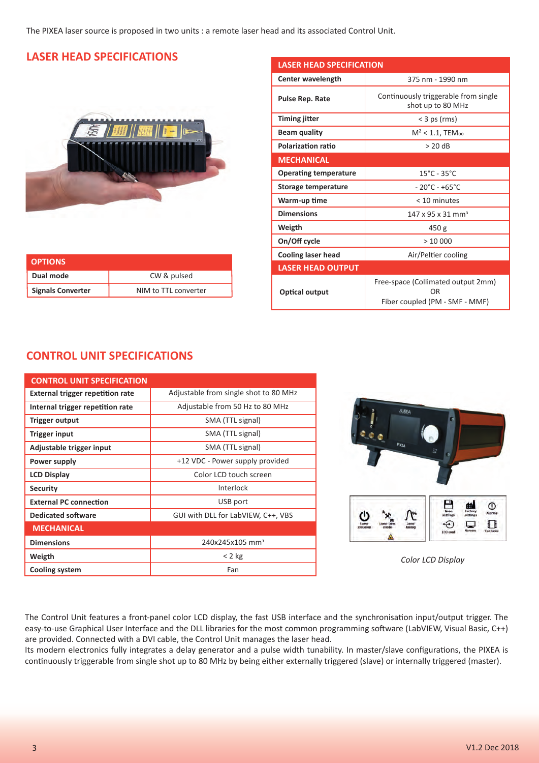The PIXEA laser source is proposed in two units : a remote laser head and its associated Control Unit.

## LASER HEAD SPECIFICATIONS

| LASER HEAD SPECIFICATION | |
|---|---|
| Center wavelength | 375 nm - 1990 nm |
| Pulse Rep. Rate | Continuously triggerable from single shot up to 80 MHz |
| Timing jitter | < 3 ps (rms) |
| Beam quality | $M^2 < 1.1$, $TEM_{00}$ |
| Polarization ratio | > 20 dB |
| **MECHANICAL** | |
| Operating temperature | 15°C - 35°C |
| Storage temperature | - 20°C - +65°C |
| Warm-up time | < 10 minutes |
| Dimensions | 147 x 95 x 31 mm³ |
| Weigth | 450 g |
| On/Off cycle | > 10 000 |
| Cooling laser head | Air/Peltier cooling |
| **LASER HEAD OUTPUT** | |
| Optical output | Free-space (Collimated output 2mm) OR Fiber coupled (PM - SMF - MMF) |

| OPTIONS | |
|---|---|
| Dual mode | CW & pulsed |
| Signals Converter | NIM to TTL converter |

## CONTROL UNIT SPECIFICATIONS

| CONTROL UNIT SPECIFICATION | |
|---|---|
| External trigger repetition rate | Adjustable from single shot to 80 MHz |
| Internal trigger repetition rate | Adjustable from 50 Hz to 80 MHz |
| Trigger output | SMA (TTL signal) |
| Trigger input | SMA (TTL signal) |
| Adjustable trigger input | SMA (TTL signal) |
| Power supply | +12 VDC - Power supply provided |
| LCD Display | Color LCD touch screen |
| Security | Interlock |
| External PC connection | USB port |
| Dedicated software | GUI with DLL for LabVIEW, C++, VBS |
| **MECHANICAL** | |
| Dimensions | 240x245x105 mm³ |
| Weigth | < 2 kg |
| Cooling system | Fan |

*Color LCD Display*

The Control Unit features a front-panel color LCD display, the fast USB interface and the synchronisation input/output trigger. The easy-to-use Graphical User Interface and the DLL libraries for the most common programming software (LabVIEW, Visual Basic, C++) are provided. Connected with a DVI cable, the Control Unit manages the laser head.

Its modern electronics fully integrates a delay generator and a pulse width tunability. In master/slave configurations, the PIXEA is continuously triggerable from single shot up to 80 MHz by being either externally triggered (slave) or internally triggered (master).

V1.2 Dec 2018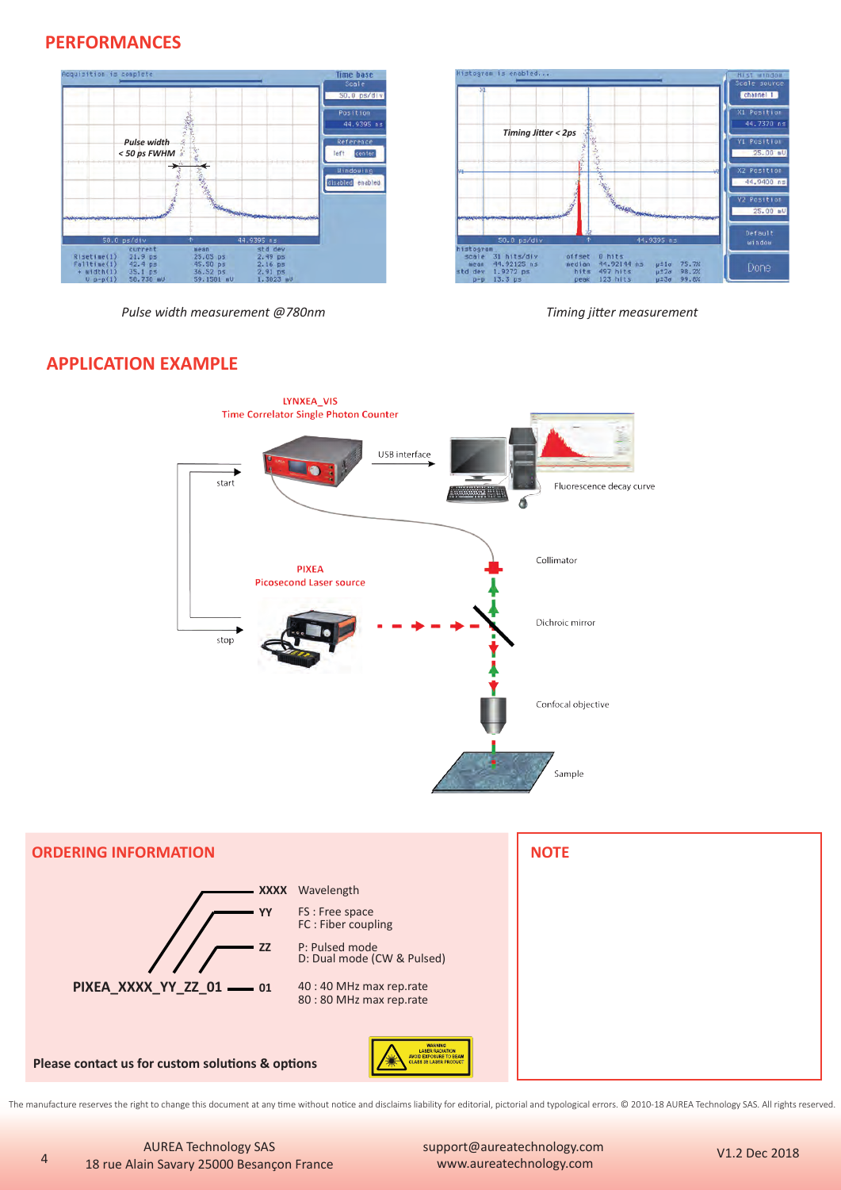## PERFORMANCES

Pulse width < 50 ps FWHM

*Pulse width measurement @780nm*

Timing Jitter < 2ps

*Timing jitter measurement*

## APPLICATION EXAMPLE

LYNXEA_VIS
Time Correlator Single Photon Counter

USB interface

Fluorescence decay curve

start

stop

PIXEA
Picosecond Laser source

Collimator

Dichroic mirror

Confocal objective

Sample

## ORDERING INFORMATION

**PIXEA_XXXX_YY_ZZ_01**

- **XXXX** Wavelength
- **YY** FS : Free space
  FC : Fiber coupling
- **ZZ** P: Pulsed mode
  D: Dual mode (CW & Pulsed)
- **01** 40 : 40 MHz max rep.rate
  80 : 80 MHz max rep.rate

**Please contact us for custom solutions & options**

WARNING
LASER RADIATION
AVOID EXPOSURE TO BEAM
CLASS 3B LASER PRODUCT

## NOTE

The manufacture reserves the right to change this document at any time without notice and disclaims liability for editorial, pictorial and typological errors. © 2010-18 AUREA Technology SAS. All rights reserved.

AUREA Technology SAS
18 rue Alain Savary 25000 Besançon France

support@aureatechnology.com
www.aureatechnology.com

V1.2 Dec 2018